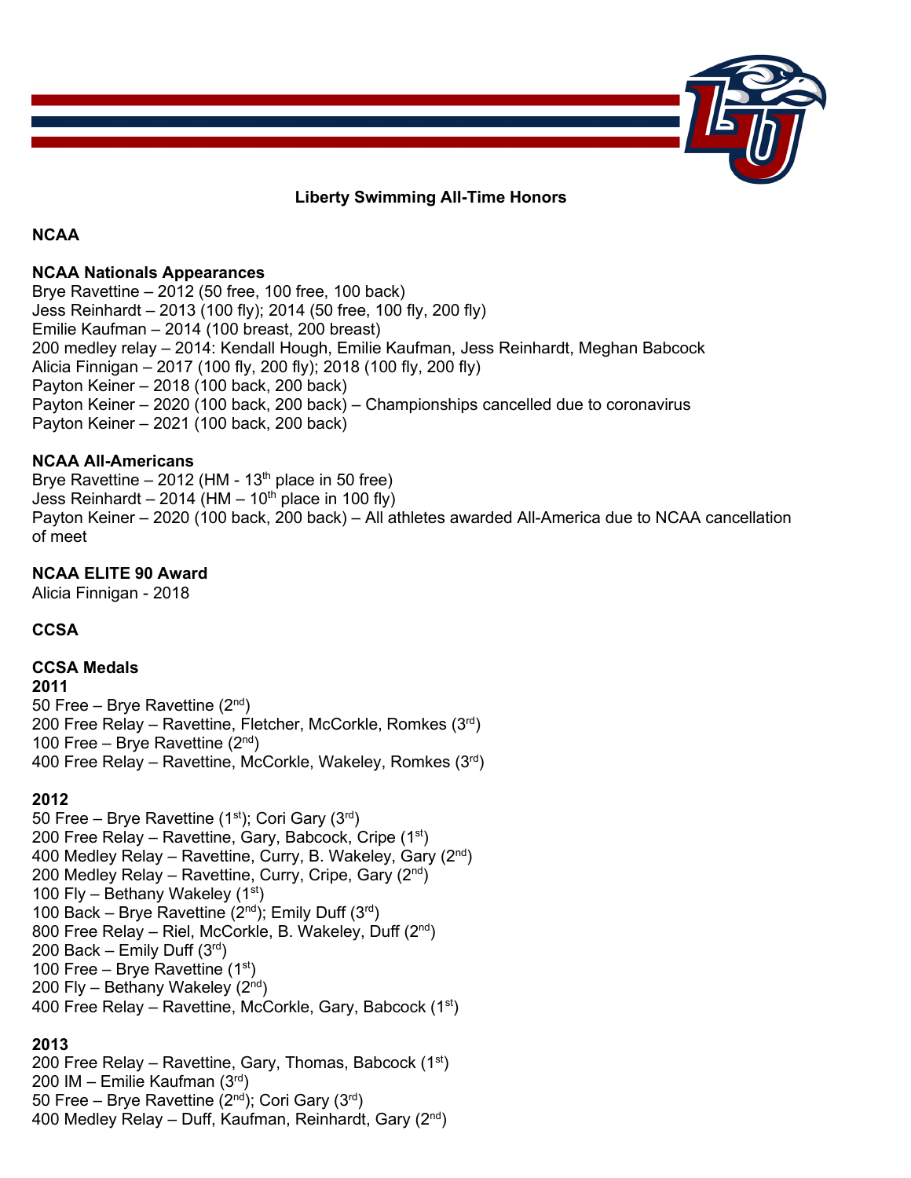# Liberty Swimming All-Time Honors

## NCAA

### NCAA Nationals Appearances

Brye Ravettine – 2012 (50 free, 100 free, 100 back)
Jess Reinhardt – 2013 (100 fly); 2014 (50 free, 100 fly, 200 fly)
Emilie Kaufman – 2014 (100 breast, 200 breast)
200 medley relay – 2014: Kendall Hough, Emilie Kaufman, Jess Reinhardt, Meghan Babcock
Alicia Finnigan – 2017 (100 fly, 200 fly); 2018 (100 fly, 200 fly)
Payton Keiner – 2018 (100 back, 200 back)
Payton Keiner – 2020 (100 back, 200 back) – Championships cancelled due to coronavirus
Payton Keiner – 2021 (100 back, 200 back)

### NCAA All-Americans

Brye Ravettine – 2012 (HM - 13th place in 50 free)
Jess Reinhardt – 2014 (HM – 10th place in 100 fly)
Payton Keiner – 2020 (100 back, 200 back) – All athletes awarded All-America due to NCAA cancellation of meet

### NCAA ELITE 90 Award

Alicia Finnigan - 2018

## CCSA

### CCSA Medals

**2011**

50 Free – Brye Ravettine (2nd)
200 Free Relay – Ravettine, Fletcher, McCorkle, Romkes (3rd)
100 Free – Brye Ravettine (2nd)
400 Free Relay – Ravettine, McCorkle, Wakeley, Romkes (3rd)

**2012**

50 Free – Brye Ravettine (1st); Cori Gary (3rd)
200 Free Relay – Ravettine, Gary, Babcock, Cripe (1st)
400 Medley Relay – Ravettine, Curry, B. Wakeley, Gary (2nd)
200 Medley Relay – Ravettine, Curry, Cripe, Gary (2nd)
100 Fly – Bethany Wakeley (1st)
100 Back – Brye Ravettine (2nd); Emily Duff (3rd)
800 Free Relay – Riel, McCorkle, B. Wakeley, Duff (2nd)
200 Back – Emily Duff (3rd)
100 Free – Brye Ravettine (1st)
200 Fly – Bethany Wakeley (2nd)
400 Free Relay – Ravettine, McCorkle, Gary, Babcock (1st)

**2013**

200 Free Relay – Ravettine, Gary, Thomas, Babcock (1st)
200 IM – Emilie Kaufman (3rd)
50 Free – Brye Ravettine (2nd); Cori Gary (3rd)
400 Medley Relay – Duff, Kaufman, Reinhardt, Gary (2nd)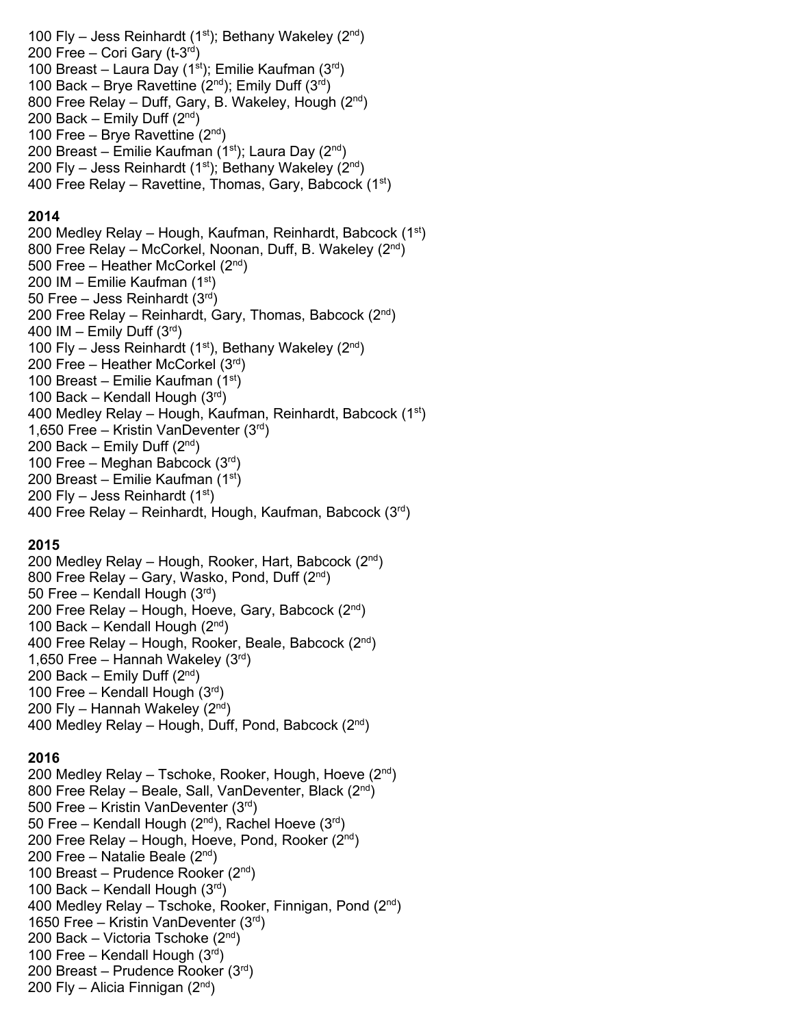100 Fly – Jess Reinhardt (1st); Bethany Wakeley (2nd)
200 Free – Cori Gary (t-3rd)
100 Breast – Laura Day (1st); Emilie Kaufman (3rd)
100 Back – Brye Ravettine (2nd); Emily Duff (3rd)
800 Free Relay – Duff, Gary, B. Wakeley, Hough (2nd)
200 Back – Emily Duff (2nd)
100 Free – Brye Ravettine (2nd)
200 Breast – Emilie Kaufman (1st); Laura Day (2nd)
200 Fly – Jess Reinhardt (1st); Bethany Wakeley (2nd)
400 Free Relay – Ravettine, Thomas, Gary, Babcock (1st)

**2014**
200 Medley Relay – Hough, Kaufman, Reinhardt, Babcock (1st)
800 Free Relay – McCorkel, Noonan, Duff, B. Wakeley (2nd)
500 Free – Heather McCorkel (2nd)
200 IM – Emilie Kaufman (1st)
50 Free – Jess Reinhardt (3rd)
200 Free Relay – Reinhardt, Gary, Thomas, Babcock (2nd)
400 IM – Emily Duff (3rd)
100 Fly – Jess Reinhardt (1st), Bethany Wakeley (2nd)
200 Free – Heather McCorkel (3rd)
100 Breast – Emilie Kaufman (1st)
100 Back – Kendall Hough (3rd)
400 Medley Relay – Hough, Kaufman, Reinhardt, Babcock (1st)
1,650 Free – Kristin VanDeventer (3rd)
200 Back – Emily Duff (2nd)
100 Free – Meghan Babcock (3rd)
200 Breast – Emilie Kaufman (1st)
200 Fly – Jess Reinhardt (1st)
400 Free Relay – Reinhardt, Hough, Kaufman, Babcock (3rd)

**2015**
200 Medley Relay – Hough, Rooker, Hart, Babcock (2nd)
800 Free Relay – Gary, Wasko, Pond, Duff (2nd)
50 Free – Kendall Hough (3rd)
200 Free Relay – Hough, Hoeve, Gary, Babcock (2nd)
100 Back – Kendall Hough (2nd)
400 Free Relay – Hough, Rooker, Beale, Babcock (2nd)
1,650 Free – Hannah Wakeley (3rd)
200 Back – Emily Duff (2nd)
100 Free – Kendall Hough (3rd)
200 Fly – Hannah Wakeley (2nd)
400 Medley Relay – Hough, Duff, Pond, Babcock (2nd)

**2016**
200 Medley Relay – Tschoke, Rooker, Hough, Hoeve (2nd)
800 Free Relay – Beale, Sall, VanDeventer, Black (2nd)
500 Free – Kristin VanDeventer (3rd)
50 Free – Kendall Hough (2nd), Rachel Hoeve (3rd)
200 Free Relay – Hough, Hoeve, Pond, Rooker (2nd)
200 Free – Natalie Beale (2nd)
100 Breast – Prudence Rooker (2nd)
100 Back – Kendall Hough (3rd)
400 Medley Relay – Tschoke, Rooker, Finnigan, Pond (2nd)
1650 Free – Kristin VanDeventer (3rd)
200 Back – Victoria Tschoke (2nd)
100 Free – Kendall Hough (3rd)
200 Breast – Prudence Rooker (3rd)
200 Fly – Alicia Finnigan (2nd)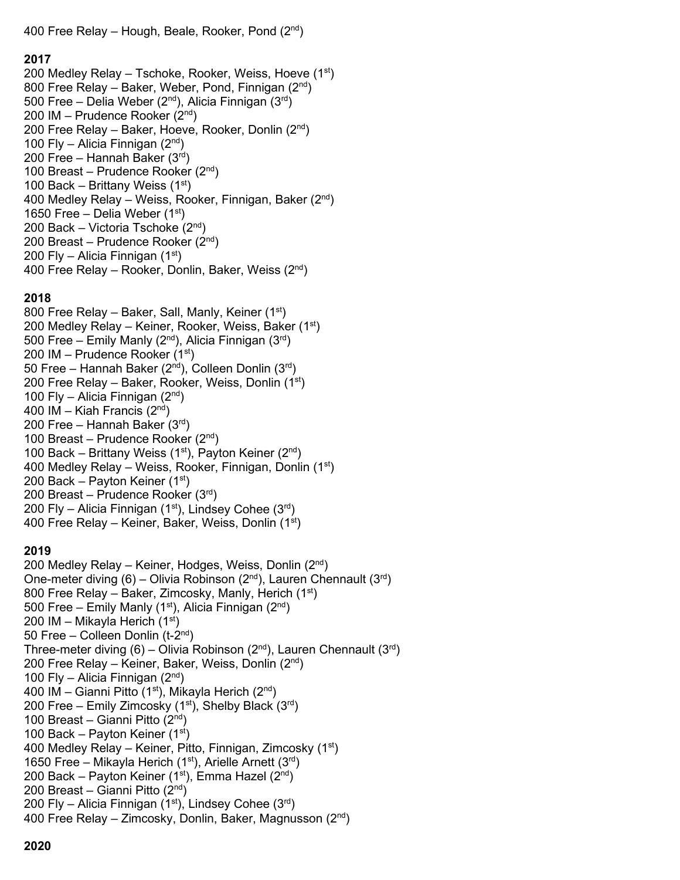400 Free Relay – Hough, Beale, Rooker, Pond (2nd)

**2017**

200 Medley Relay – Tschoke, Rooker, Weiss, Hoeve (1st)
800 Free Relay – Baker, Weber, Pond, Finnigan (2nd)
500 Free – Delia Weber (2nd), Alicia Finnigan (3rd)
200 IM – Prudence Rooker (2nd)
200 Free Relay – Baker, Hoeve, Rooker, Donlin (2nd)
100 Fly – Alicia Finnigan (2nd)
200 Free – Hannah Baker (3rd)
100 Breast – Prudence Rooker (2nd)
100 Back – Brittany Weiss (1st)
400 Medley Relay – Weiss, Rooker, Finnigan, Baker (2nd)
1650 Free – Delia Weber (1st)
200 Back – Victoria Tschoke (2nd)
200 Breast – Prudence Rooker (2nd)
200 Fly – Alicia Finnigan (1st)
400 Free Relay – Rooker, Donlin, Baker, Weiss (2nd)

**2018**

800 Free Relay – Baker, Sall, Manly, Keiner (1st)
200 Medley Relay – Keiner, Rooker, Weiss, Baker (1st)
500 Free – Emily Manly (2nd), Alicia Finnigan (3rd)
200 IM – Prudence Rooker (1st)
50 Free – Hannah Baker (2nd), Colleen Donlin (3rd)
200 Free Relay – Baker, Rooker, Weiss, Donlin (1st)
100 Fly – Alicia Finnigan (2nd)
400 IM – Kiah Francis (2nd)
200 Free – Hannah Baker (3rd)
100 Breast – Prudence Rooker (2nd)
100 Back – Brittany Weiss (1st), Payton Keiner (2nd)
400 Medley Relay – Weiss, Rooker, Finnigan, Donlin (1st)
200 Back – Payton Keiner (1st)
200 Breast – Prudence Rooker (3rd)
200 Fly – Alicia Finnigan (1st), Lindsey Cohee (3rd)
400 Free Relay – Keiner, Baker, Weiss, Donlin (1st)

**2019**

200 Medley Relay – Keiner, Hodges, Weiss, Donlin (2nd)
One-meter diving (6) – Olivia Robinson (2nd), Lauren Chennault (3rd)
800 Free Relay – Baker, Zimcosky, Manly, Herich (1st)
500 Free – Emily Manly (1st), Alicia Finnigan (2nd)
200 IM – Mikayla Herich (1st)
50 Free – Colleen Donlin (t-2nd)
Three-meter diving (6) – Olivia Robinson (2nd), Lauren Chennault (3rd)
200 Free Relay – Keiner, Baker, Weiss, Donlin (2nd)
100 Fly – Alicia Finnigan (2nd)
400 IM – Gianni Pitto (1st), Mikayla Herich (2nd)
200 Free – Emily Zimcosky (1st), Shelby Black (3rd)
100 Breast – Gianni Pitto (2nd)
100 Back – Payton Keiner (1st)
400 Medley Relay – Keiner, Pitto, Finnigan, Zimcosky (1st)
1650 Free – Mikayla Herich (1st), Arielle Arnett (3rd)
200 Back – Payton Keiner (1st), Emma Hazel (2nd)
200 Breast – Gianni Pitto (2nd)
200 Fly – Alicia Finnigan (1st), Lindsey Cohee (3rd)
400 Free Relay – Zimcosky, Donlin, Baker, Magnusson (2nd)

**2020**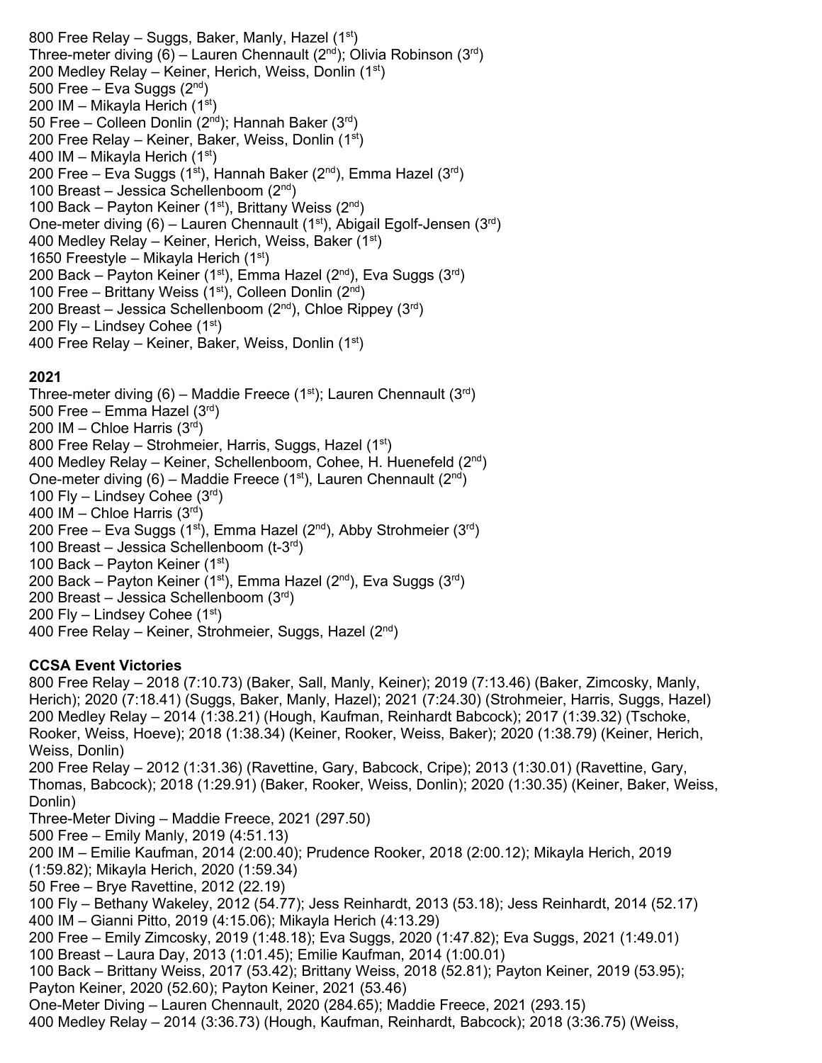800 Free Relay – Suggs, Baker, Manly, Hazel (1st)
Three-meter diving (6) – Lauren Chennault (2nd); Olivia Robinson (3rd)
200 Medley Relay – Keiner, Herich, Weiss, Donlin (1st)
500 Free – Eva Suggs (2nd)
200 IM – Mikayla Herich (1st)
50 Free – Colleen Donlin (2nd); Hannah Baker (3rd)
200 Free Relay – Keiner, Baker, Weiss, Donlin (1st)
400 IM – Mikayla Herich (1st)
200 Free – Eva Suggs (1st), Hannah Baker (2nd), Emma Hazel (3rd)
100 Breast – Jessica Schellenboom (2nd)
100 Back – Payton Keiner (1st), Brittany Weiss (2nd)
One-meter diving (6) – Lauren Chennault (1st), Abigail Egolf-Jensen (3rd)
400 Medley Relay – Keiner, Herich, Weiss, Baker (1st)
1650 Freestyle – Mikayla Herich (1st)
200 Back – Payton Keiner (1st), Emma Hazel (2nd), Eva Suggs (3rd)
100 Free – Brittany Weiss (1st), Colleen Donlin (2nd)
200 Breast – Jessica Schellenboom (2nd), Chloe Rippey (3rd)
200 Fly – Lindsey Cohee (1st)
400 Free Relay – Keiner, Baker, Weiss, Donlin (1st)

**2021**
Three-meter diving (6) – Maddie Freece (1st); Lauren Chennault (3rd)
500 Free – Emma Hazel (3rd)
200 IM – Chloe Harris (3rd)
800 Free Relay – Strohmeier, Harris, Suggs, Hazel (1st)
400 Medley Relay – Keiner, Schellenboom, Cohee, H. Huenefeld (2nd)
One-meter diving (6) – Maddie Freece (1st), Lauren Chennault (2nd)
100 Fly – Lindsey Cohee (3rd)
400 IM – Chloe Harris (3rd)
200 Free – Eva Suggs (1st), Emma Hazel (2nd), Abby Strohmeier (3rd)
100 Breast – Jessica Schellenboom (t-3rd)
100 Back – Payton Keiner (1st)
200 Back – Payton Keiner (1st), Emma Hazel (2nd), Eva Suggs (3rd)
200 Breast – Jessica Schellenboom (3rd)
200 Fly – Lindsey Cohee (1st)
400 Free Relay – Keiner, Strohmeier, Suggs, Hazel (2nd)

**CCSA Event Victories**
800 Free Relay – 2018 (7:10.73) (Baker, Sall, Manly, Keiner); 2019 (7:13.46) (Baker, Zimcosky, Manly, Herich); 2020 (7:18.41) (Suggs, Baker, Manly, Hazel); 2021 (7:24.30) (Strohmeier, Harris, Suggs, Hazel)
200 Medley Relay – 2014 (1:38.21) (Hough, Kaufman, Reinhardt Babcock); 2017 (1:39.32) (Tschoke, Rooker, Weiss, Hoeve); 2018 (1:38.34) (Keiner, Rooker, Weiss, Baker); 2020 (1:38.79) (Keiner, Herich, Weiss, Donlin)
200 Free Relay – 2012 (1:31.36) (Ravettine, Gary, Babcock, Cripe); 2013 (1:30.01) (Ravettine, Gary, Thomas, Babcock); 2018 (1:29.91) (Baker, Rooker, Weiss, Donlin); 2020 (1:30.35) (Keiner, Baker, Weiss, Donlin)
Three-Meter Diving – Maddie Freece, 2021 (297.50)
500 Free – Emily Manly, 2019 (4:51.13)
200 IM – Emilie Kaufman, 2014 (2:00.40); Prudence Rooker, 2018 (2:00.12); Mikayla Herich, 2019 (1:59.82); Mikayla Herich, 2020 (1:59.34)
50 Free – Brye Ravettine, 2012 (22.19)
100 Fly – Bethany Wakeley, 2012 (54.77); Jess Reinhardt, 2013 (53.18); Jess Reinhardt, 2014 (52.17)
400 IM – Gianni Pitto, 2019 (4:15.06); Mikayla Herich (4:13.29)
200 Free – Emily Zimcosky, 2019 (1:48.18); Eva Suggs, 2020 (1:47.82); Eva Suggs, 2021 (1:49.01)
100 Breast – Laura Day, 2013 (1:01.45); Emilie Kaufman, 2014 (1:00.01)
100 Back – Brittany Weiss, 2017 (53.42); Brittany Weiss, 2018 (52.81); Payton Keiner, 2019 (53.95); Payton Keiner, 2020 (52.60); Payton Keiner, 2021 (53.46)
One-Meter Diving – Lauren Chennault, 2020 (284.65); Maddie Freece, 2021 (293.15)
400 Medley Relay – 2014 (3:36.73) (Hough, Kaufman, Reinhardt, Babcock); 2018 (3:36.75) (Weiss,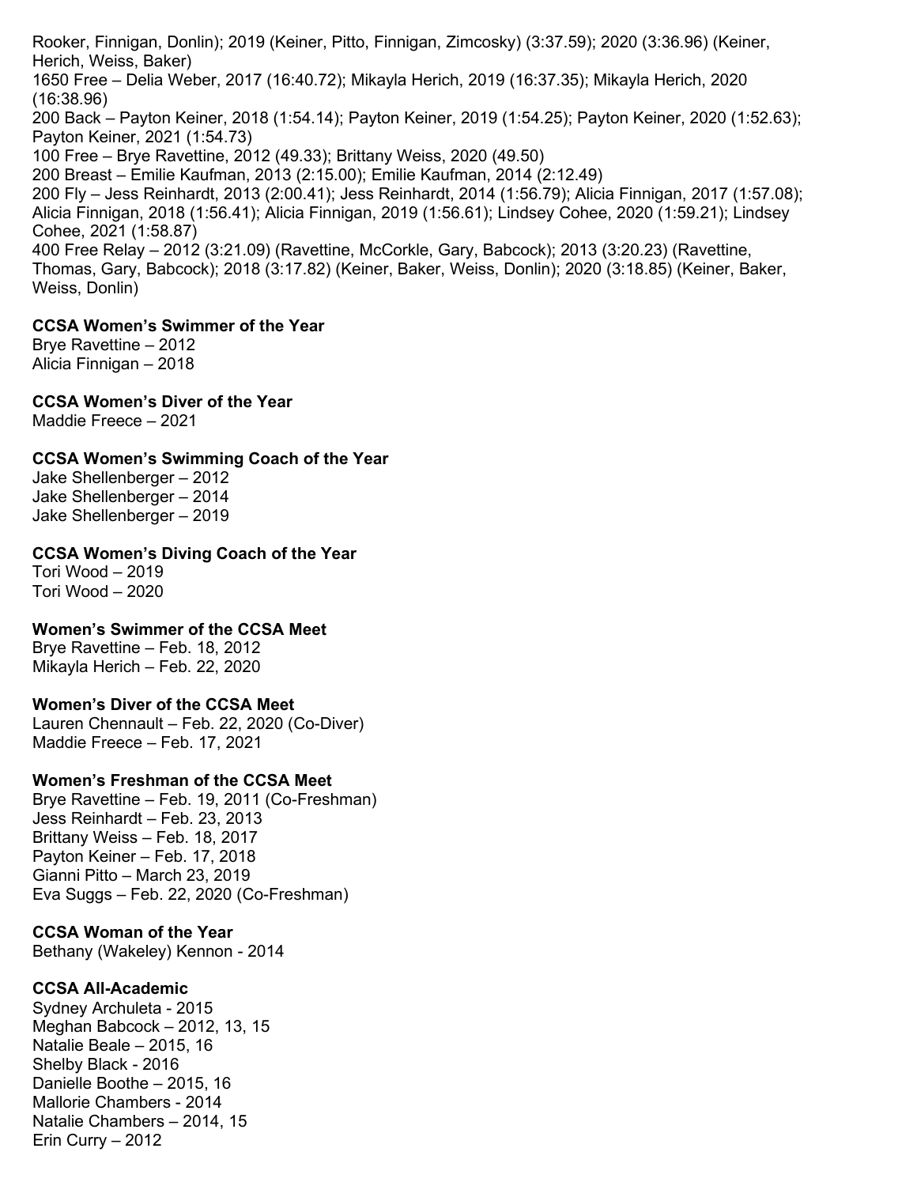Rooker, Finnigan, Donlin); 2019 (Keiner, Pitto, Finnigan, Zimcosky) (3:37.59); 2020 (3:36.96) (Keiner, Herich, Weiss, Baker)
1650 Free – Delia Weber, 2017 (16:40.72); Mikayla Herich, 2019 (16:37.35); Mikayla Herich, 2020 (16:38.96)
200 Back – Payton Keiner, 2018 (1:54.14); Payton Keiner, 2019 (1:54.25); Payton Keiner, 2020 (1:52.63); Payton Keiner, 2021 (1:54.73)
100 Free – Brye Ravettine, 2012 (49.33); Brittany Weiss, 2020 (49.50)
200 Breast – Emilie Kaufman, 2013 (2:15.00); Emilie Kaufman, 2014 (2:12.49)
200 Fly – Jess Reinhardt, 2013 (2:00.41); Jess Reinhardt, 2014 (1:56.79); Alicia Finnigan, 2017 (1:57.08); Alicia Finnigan, 2018 (1:56.41); Alicia Finnigan, 2019 (1:56.61); Lindsey Cohee, 2020 (1:59.21); Lindsey Cohee, 2021 (1:58.87)
400 Free Relay – 2012 (3:21.09) (Ravettine, McCorkle, Gary, Babcock); 2013 (3:20.23) (Ravettine, Thomas, Gary, Babcock); 2018 (3:17.82) (Keiner, Baker, Weiss, Donlin); 2020 (3:18.85) (Keiner, Baker, Weiss, Donlin)

**CCSA Women's Swimmer of the Year**
Brye Ravettine – 2012
Alicia Finnigan – 2018

**CCSA Women's Diver of the Year**
Maddie Freece – 2021

**CCSA Women's Swimming Coach of the Year**
Jake Shellenberger – 2012
Jake Shellenberger – 2014
Jake Shellenberger – 2019

**CCSA Women's Diving Coach of the Year**
Tori Wood – 2019
Tori Wood – 2020

**Women's Swimmer of the CCSA Meet**
Brye Ravettine – Feb. 18, 2012
Mikayla Herich – Feb. 22, 2020

**Women's Diver of the CCSA Meet**
Lauren Chennault – Feb. 22, 2020 (Co-Diver)
Maddie Freece – Feb. 17, 2021

**Women's Freshman of the CCSA Meet**
Brye Ravettine – Feb. 19, 2011 (Co-Freshman)
Jess Reinhardt – Feb. 23, 2013
Brittany Weiss – Feb. 18, 2017
Payton Keiner – Feb. 17, 2018
Gianni Pitto – March 23, 2019
Eva Suggs – Feb. 22, 2020 (Co-Freshman)

**CCSA Woman of the Year**
Bethany (Wakeley) Kennon - 2014

**CCSA All-Academic**
Sydney Archuleta - 2015
Meghan Babcock – 2012, 13, 15
Natalie Beale – 2015, 16
Shelby Black - 2016
Danielle Boothe – 2015, 16
Mallorie Chambers - 2014
Natalie Chambers – 2014, 15
Erin Curry – 2012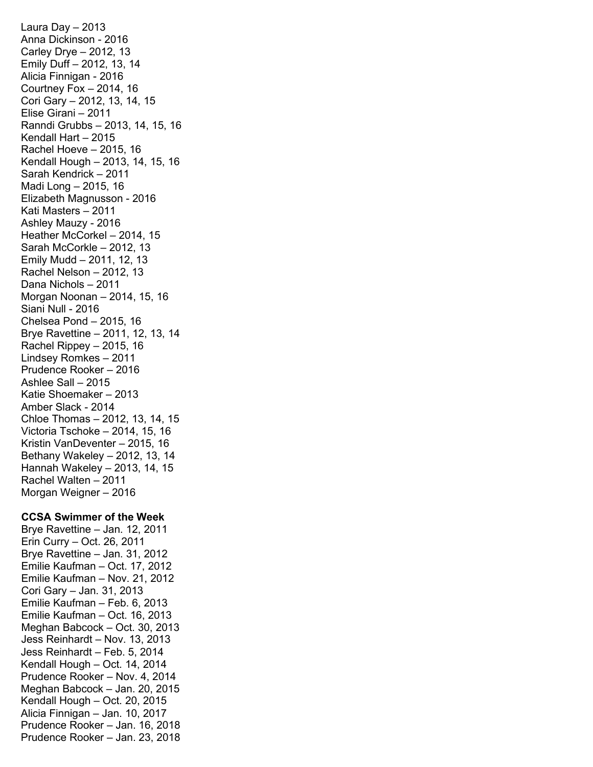Laura Day – 2013
Anna Dickinson - 2016
Carley Drye – 2012, 13
Emily Duff – 2012, 13, 14
Alicia Finnigan - 2016
Courtney Fox – 2014, 16
Cori Gary – 2012, 13, 14, 15
Elise Girani – 2011
Ranndi Grubbs – 2013, 14, 15, 16
Kendall Hart – 2015
Rachel Hoeve – 2015, 16
Kendall Hough – 2013, 14, 15, 16
Sarah Kendrick – 2011
Madi Long – 2015, 16
Elizabeth Magnusson - 2016
Kati Masters – 2011
Ashley Mauzy - 2016
Heather McCorkel – 2014, 15
Sarah McCorkle – 2012, 13
Emily Mudd – 2011, 12, 13
Rachel Nelson – 2012, 13
Dana Nichols – 2011
Morgan Noonan – 2014, 15, 16
Siani Null - 2016
Chelsea Pond – 2015, 16
Brye Ravettine – 2011, 12, 13, 14
Rachel Rippey – 2015, 16
Lindsey Romkes – 2011
Prudence Rooker – 2016
Ashlee Sall – 2015
Katie Shoemaker – 2013
Amber Slack - 2014
Chloe Thomas – 2012, 13, 14, 15
Victoria Tschoke – 2014, 15, 16
Kristin VanDeventer – 2015, 16
Bethany Wakeley – 2012, 13, 14
Hannah Wakeley – 2013, 14, 15
Rachel Walten – 2011
Morgan Weigner – 2016

**CCSA Swimmer of the Week**

Brye Ravettine – Jan. 12, 2011
Erin Curry – Oct. 26, 2011
Brye Ravettine – Jan. 31, 2012
Emilie Kaufman – Oct. 17, 2012
Emilie Kaufman – Nov. 21, 2012
Cori Gary – Jan. 31, 2013
Emilie Kaufman – Feb. 6, 2013
Emilie Kaufman – Oct. 16, 2013
Meghan Babcock – Oct. 30, 2013
Jess Reinhardt – Nov. 13, 2013
Jess Reinhardt – Feb. 5, 2014
Kendall Hough – Oct. 14, 2014
Prudence Rooker – Nov. 4, 2014
Meghan Babcock – Jan. 20, 2015
Kendall Hough – Oct. 20, 2015
Alicia Finnigan – Jan. 10, 2017
Prudence Rooker – Jan. 16, 2018
Prudence Rooker – Jan. 23, 2018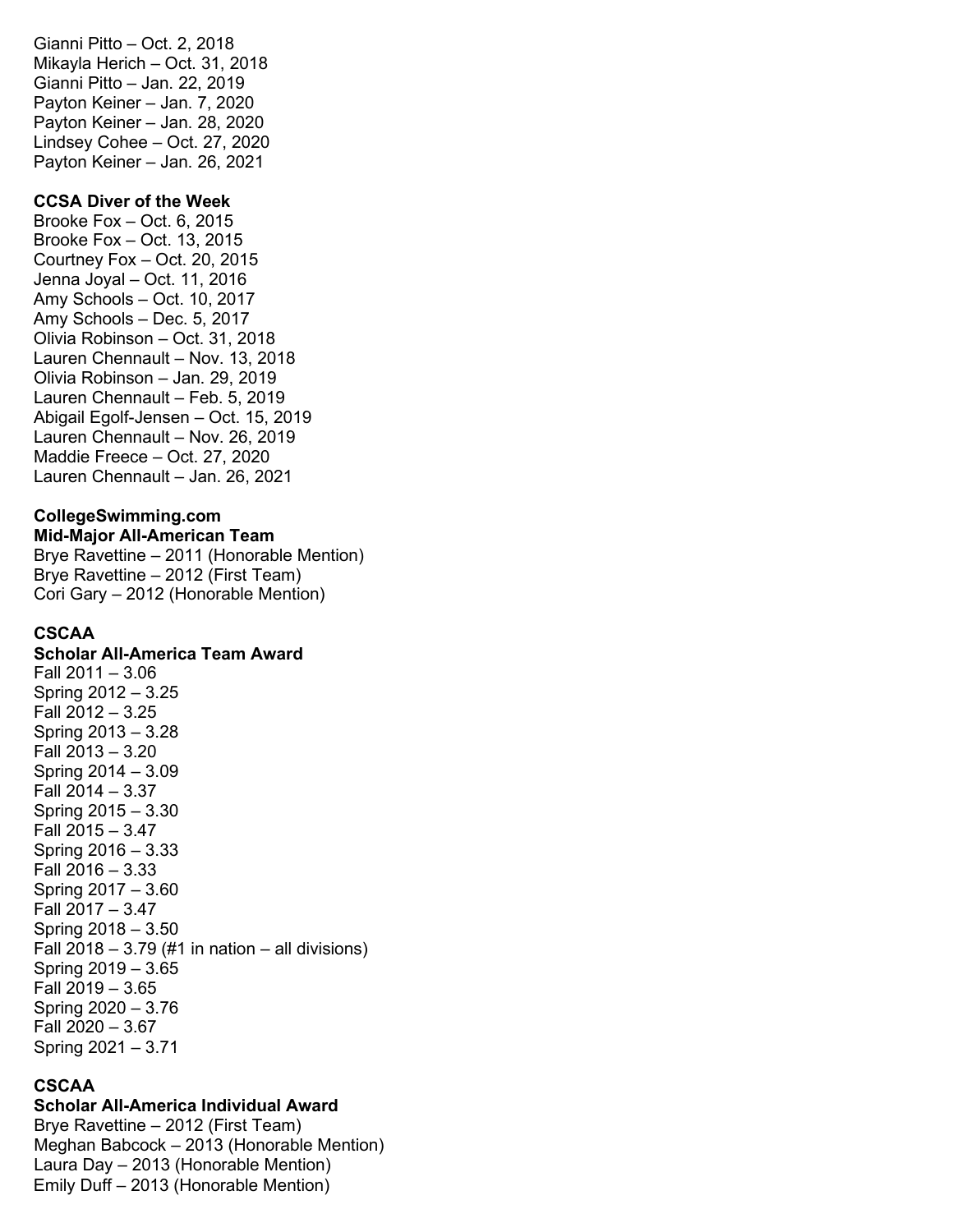Gianni Pitto – Oct. 2, 2018
Mikayla Herich – Oct. 31, 2018
Gianni Pitto – Jan. 22, 2019
Payton Keiner – Jan. 7, 2020
Payton Keiner – Jan. 28, 2020
Lindsey Cohee – Oct. 27, 2020
Payton Keiner – Jan. 26, 2021

**CCSA Diver of the Week**
Brooke Fox – Oct. 6, 2015
Brooke Fox – Oct. 13, 2015
Courtney Fox – Oct. 20, 2015
Jenna Joyal – Oct. 11, 2016
Amy Schools – Oct. 10, 2017
Amy Schools – Dec. 5, 2017
Olivia Robinson – Oct. 31, 2018
Lauren Chennault – Nov. 13, 2018
Olivia Robinson – Jan. 29, 2019
Lauren Chennault – Feb. 5, 2019
Abigail Egolf-Jensen – Oct. 15, 2019
Lauren Chennault – Nov. 26, 2019
Maddie Freece – Oct. 27, 2020
Lauren Chennault – Jan. 26, 2021

**CollegeSwimming.com**
**Mid-Major All-American Team**
Brye Ravettine – 2011 (Honorable Mention)
Brye Ravettine – 2012 (First Team)
Cori Gary – 2012 (Honorable Mention)

**CSCAA**
**Scholar All-America Team Award**
Fall 2011 – 3.06
Spring 2012 – 3.25
Fall 2012 – 3.25
Spring 2013 – 3.28
Fall 2013 – 3.20
Spring 2014 – 3.09
Fall 2014 – 3.37
Spring 2015 – 3.30
Fall 2015 – 3.47
Spring 2016 – 3.33
Fall 2016 – 3.33
Spring 2017 – 3.60
Fall 2017 – 3.47
Spring 2018 – 3.50
Fall 2018 – 3.79 (#1 in nation – all divisions)
Spring 2019 – 3.65
Fall 2019 – 3.65
Spring 2020 – 3.76
Fall 2020 – 3.67
Spring 2021 – 3.71

**CSCAA**
**Scholar All-America Individual Award**
Brye Ravettine – 2012 (First Team)
Meghan Babcock – 2013 (Honorable Mention)
Laura Day – 2013 (Honorable Mention)
Emily Duff – 2013 (Honorable Mention)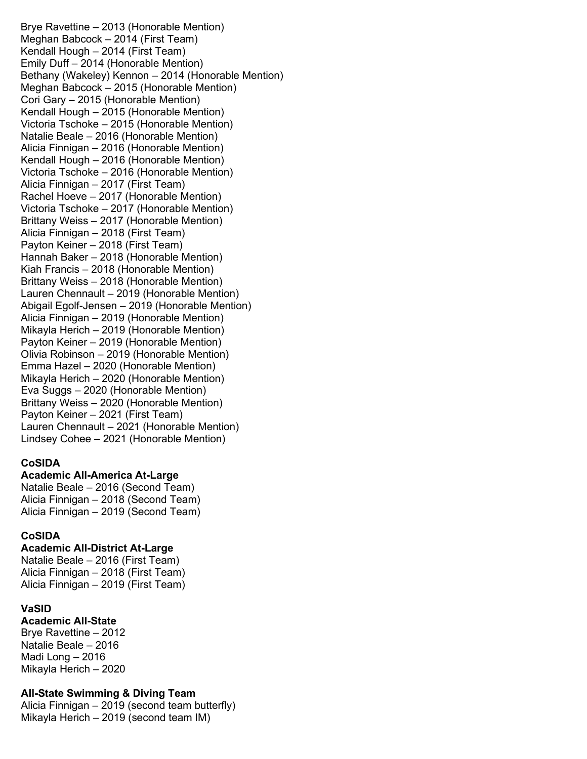Brye Ravettine – 2013 (Honorable Mention)
Meghan Babcock – 2014 (First Team)
Kendall Hough – 2014 (First Team)
Emily Duff – 2014 (Honorable Mention)
Bethany (Wakeley) Kennon – 2014 (Honorable Mention)
Meghan Babcock – 2015 (Honorable Mention)
Cori Gary – 2015 (Honorable Mention)
Kendall Hough – 2015 (Honorable Mention)
Victoria Tschoke – 2015 (Honorable Mention)
Natalie Beale – 2016 (Honorable Mention)
Alicia Finnigan – 2016 (Honorable Mention)
Kendall Hough – 2016 (Honorable Mention)
Victoria Tschoke – 2016 (Honorable Mention)
Alicia Finnigan – 2017 (First Team)
Rachel Hoeve – 2017 (Honorable Mention)
Victoria Tschoke – 2017 (Honorable Mention)
Brittany Weiss – 2017 (Honorable Mention)
Alicia Finnigan – 2018 (First Team)
Payton Keiner – 2018 (First Team)
Hannah Baker – 2018 (Honorable Mention)
Kiah Francis – 2018 (Honorable Mention)
Brittany Weiss – 2018 (Honorable Mention)
Lauren Chennault – 2019 (Honorable Mention)
Abigail Egolf-Jensen – 2019 (Honorable Mention)
Alicia Finnigan – 2019 (Honorable Mention)
Mikayla Herich – 2019 (Honorable Mention)
Payton Keiner – 2019 (Honorable Mention)
Olivia Robinson – 2019 (Honorable Mention)
Emma Hazel – 2020 (Honorable Mention)
Mikayla Herich – 2020 (Honorable Mention)
Eva Suggs – 2020 (Honorable Mention)
Brittany Weiss – 2020 (Honorable Mention)
Payton Keiner – 2021 (First Team)
Lauren Chennault – 2021 (Honorable Mention)
Lindsey Cohee – 2021 (Honorable Mention)

**CoSIDA**
**Academic All-America At-Large**
Natalie Beale – 2016 (Second Team)
Alicia Finnigan – 2018 (Second Team)
Alicia Finnigan – 2019 (Second Team)

**CoSIDA**
**Academic All-District At-Large**
Natalie Beale – 2016 (First Team)
Alicia Finnigan – 2018 (First Team)
Alicia Finnigan – 2019 (First Team)

**VaSID**
**Academic All-State**
Brye Ravettine – 2012
Natalie Beale – 2016
Madi Long – 2016
Mikayla Herich – 2020

**All-State Swimming & Diving Team**
Alicia Finnigan – 2019 (second team butterfly)
Mikayla Herich – 2019 (second team IM)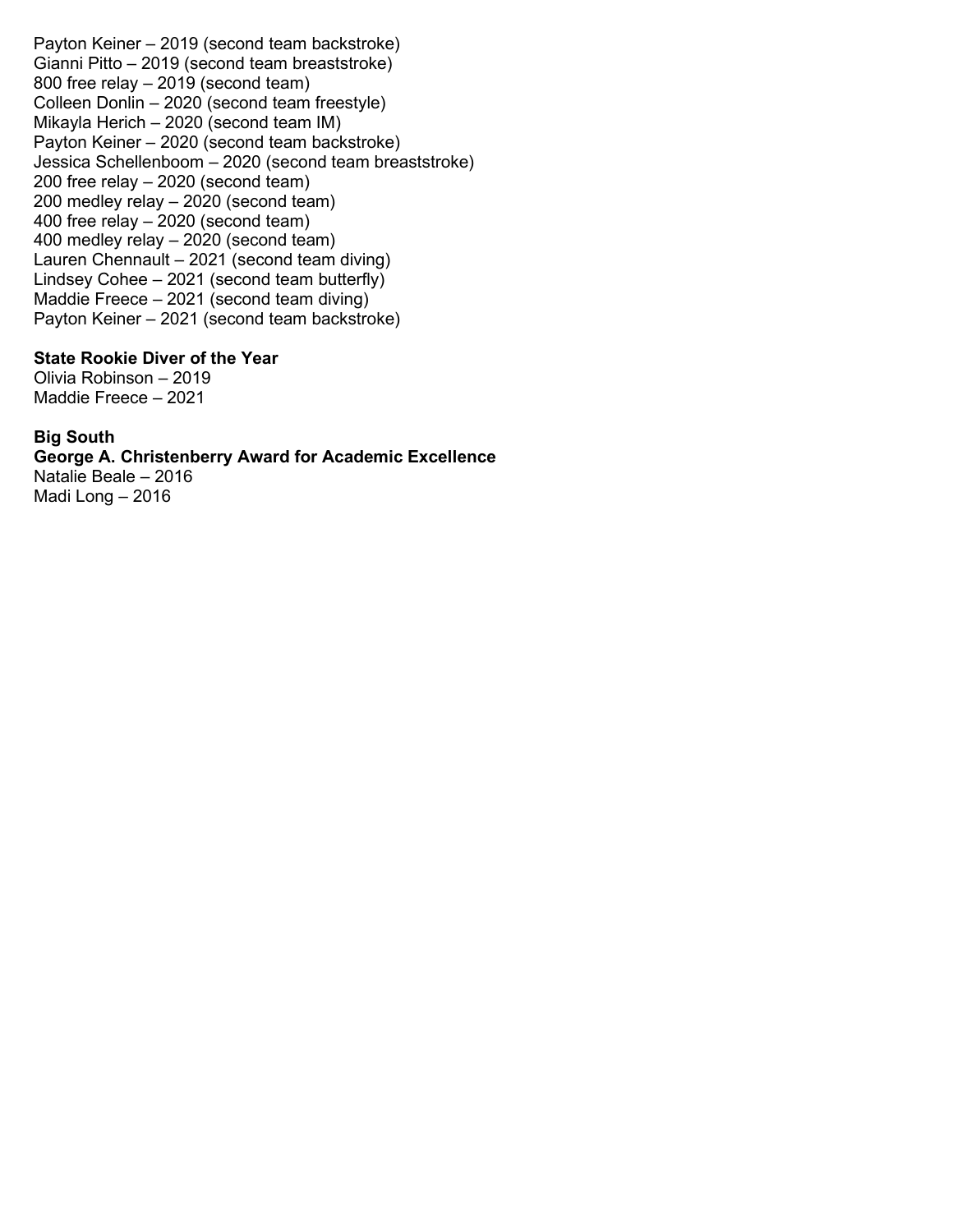Payton Keiner – 2019 (second team backstroke)
Gianni Pitto – 2019 (second team breaststroke)
800 free relay – 2019 (second team)
Colleen Donlin – 2020 (second team freestyle)
Mikayla Herich – 2020 (second team IM)
Payton Keiner – 2020 (second team backstroke)
Jessica Schellenboom – 2020 (second team breaststroke)
200 free relay – 2020 (second team)
200 medley relay – 2020 (second team)
400 free relay – 2020 (second team)
400 medley relay – 2020 (second team)
Lauren Chennault – 2021 (second team diving)
Lindsey Cohee – 2021 (second team butterfly)
Maddie Freece – 2021 (second team diving)
Payton Keiner – 2021 (second team backstroke)

**State Rookie Diver of the Year**
Olivia Robinson – 2019
Maddie Freece – 2021

**Big South**
**George A. Christenberry Award for Academic Excellence**
Natalie Beale – 2016
Madi Long – 2016